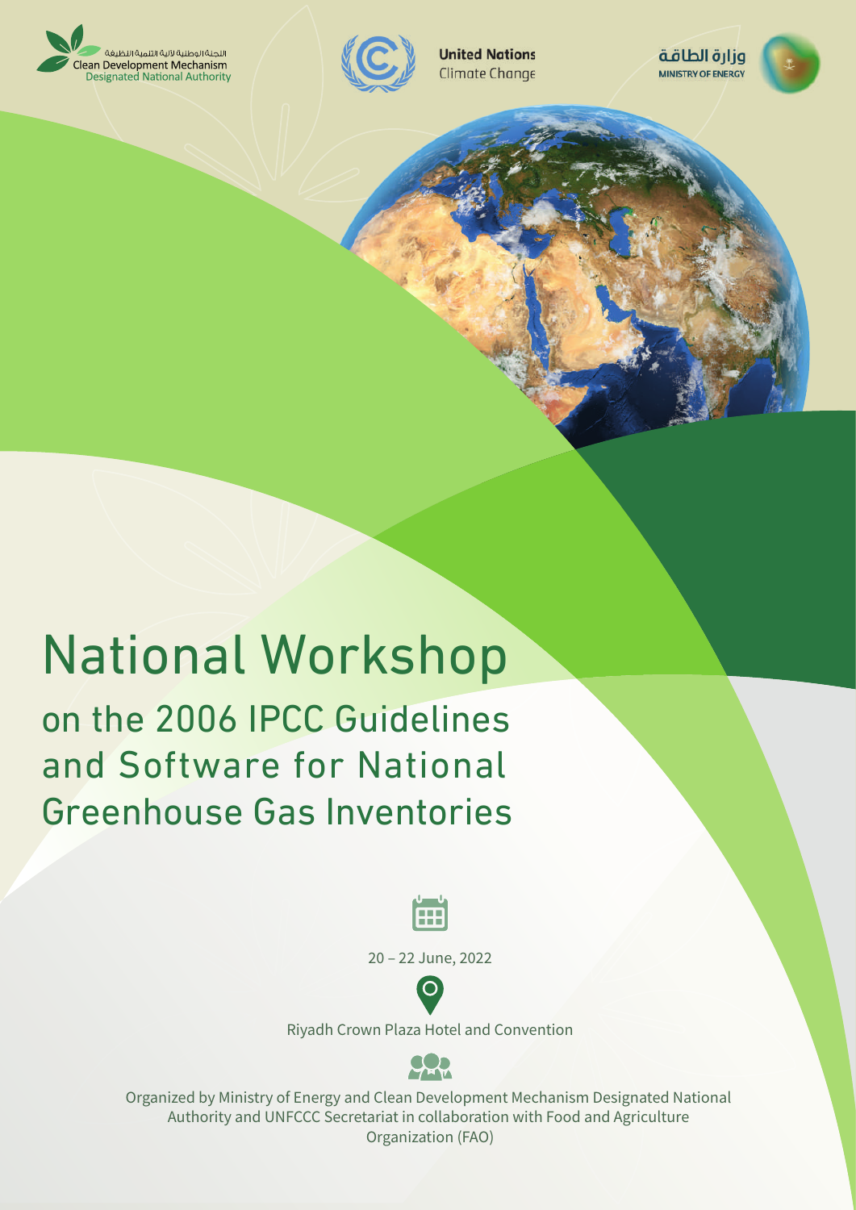اللجنة الوطنية لآلية التنمية النظيفة
Clean Development Mechanism
Designated National Authority

United Nations
Climate Change

وزارة الطاقة
MINISTRY OF ENERGY

# National Workshop

## on the 2006 IPCC Guidelines and Software for National Greenhouse Gas Inventories

20 – 22 June, 2022

Riyadh Crown Plaza Hotel and Convention

Organized by Ministry of Energy and Clean Development Mechanism Designated National Authority and UNFCCC Secretariat in collaboration with Food and Agriculture Organization (FAO)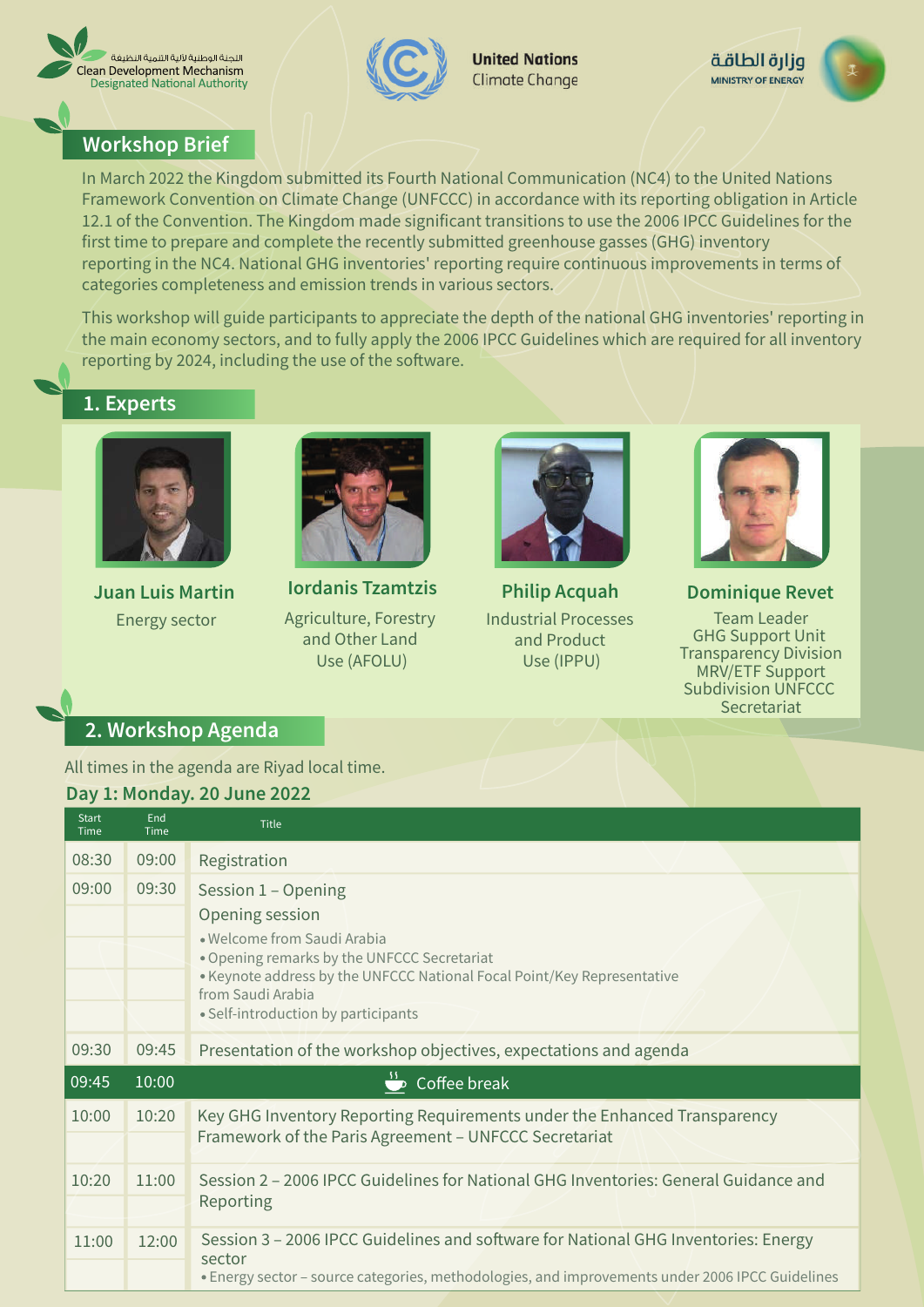اللجنة الوطنية لآلية التنمية النظيفة
Clean Development Mechanism
Designated National Authority

United Nations
Climate Change

وزارة الطاقة
MINISTRY OF ENERGY

## Workshop Brief

In March 2022 the Kingdom submitted its Fourth National Communication (NC4) to the United Nations Framework Convention on Climate Change (UNFCCC) in accordance with its reporting obligation in Article 12.1 of the Convention. The Kingdom made significant transitions to use the 2006 IPCC Guidelines for the first time to prepare and complete the recently submitted greenhouse gasses (GHG) inventory reporting in the NC4. National GHG inventories' reporting require continuous improvements in terms of categories completeness and emission trends in various sectors.

This workshop will guide participants to appreciate the depth of the national GHG inventories' reporting in the main economy sectors, and to fully apply the 2006 IPCC Guidelines which are required for all inventory reporting by 2024, including the use of the software.

## 1. Experts

**Juan Luis Martin**
Energy sector

**Iordanis Tzamtzis**
Agriculture, Forestry and Other Land Use (AFOLU)

**Philip Acquah**
Industrial Processes and Product Use (IPPU)

**Dominique Revet**
Team Leader GHG Support Unit Transparency Division MRV/ETF Support Subdivision UNFCCC Secretariat

## 2. Workshop Agenda

All times in the agenda are Riyad local time.

**Day 1: Monday. 20 June 2022**

| Start Time | End Time | Title |
|---|---|---|
| 08:30 | 09:00 | Registration |
| 09:00 | 09:30 | Session 1 – Opening<br>Opening session<br>• Welcome from Saudi Arabia<br>• Opening remarks by the UNFCCC Secretariat<br>• Keynote address by the UNFCCC National Focal Point/Key Representative from Saudi Arabia<br>• Self-introduction by participants |
| 09:30 | 09:45 | Presentation of the workshop objectives, expectations and agenda |
| 09:45 | 10:00 | Coffee break |
| 10:00 | 10:20 | Key GHG Inventory Reporting Requirements under the Enhanced Transparency Framework of the Paris Agreement – UNFCCC Secretariat |
| 10:20 | 11:00 | Session 2 – 2006 IPCC Guidelines for National GHG Inventories: General Guidance and Reporting |
| 11:00 | 12:00 | Session 3 – 2006 IPCC Guidelines and software for National GHG Inventories: Energy sector<br>• Energy sector – source categories, methodologies, and improvements under 2006 IPCC Guidelines |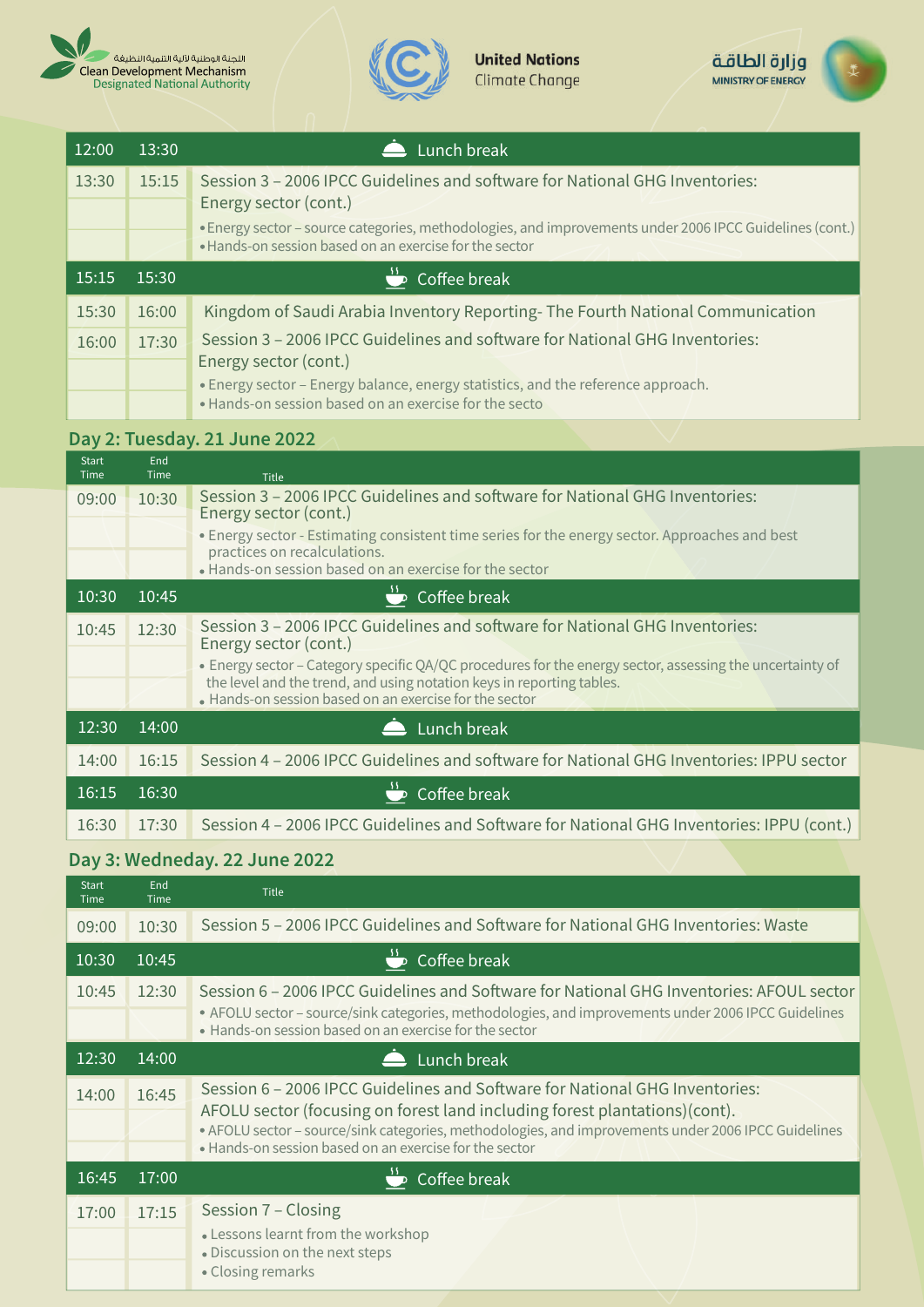| | | |
|---|---|---|
| 12:00 | 13:30 | Lunch break |
| 13:30 | 15:15 | Session 3 – 2006 IPCC Guidelines and software for National GHG Inventories: Energy sector (cont.)<br>• Energy sector – source categories, methodologies, and improvements under 2006 IPCC Guidelines (cont.)<br>• Hands-on session based on an exercise for the sector |
| 15:15 | 15:30 | Coffee break |
| 15:30 | 16:00 | Kingdom of Saudi Arabia Inventory Reporting- The Fourth National Communication |
| 16:00 | 17:30 | Session 3 – 2006 IPCC Guidelines and software for National GHG Inventories: Energy sector (cont.)<br>• Energy sector – Energy balance, energy statistics, and the reference approach.<br>• Hands-on session based on an exercise for the secto |

## Day 2: Tuesday. 21 June 2022

| Start Time | End Time | Title |
|---|---|---|
| 09:00 | 10:30 | Session 3 – 2006 IPCC Guidelines and software for National GHG Inventories: Energy sector (cont.)<br>• Energy sector - Estimating consistent time series for the energy sector. Approaches and best practices on recalculations.<br>• Hands-on session based on an exercise for the sector |
| 10:30 | 10:45 | Coffee break |
| 10:45 | 12:30 | Session 3 – 2006 IPCC Guidelines and software for National GHG Inventories: Energy sector (cont.)<br>• Energy sector – Category specific QA/QC procedures for the energy sector, assessing the uncertainty of the level and the trend, and using notation keys in reporting tables.<br>• Hands-on session based on an exercise for the sector |
| 12:30 | 14:00 | Lunch break |
| 14:00 | 16:15 | Session 4 – 2006 IPCC Guidelines and software for National GHG Inventories: IPPU sector |
| 16:15 | 16:30 | Coffee break |
| 16:30 | 17:30 | Session 4 – 2006 IPCC Guidelines and Software for National GHG Inventories: IPPU (cont.) |

## Day 3: Wednesday. 22 June 2022

| Start Time | End Time | Title |
|---|---|---|
| 09:00 | 10:30 | Session 5 – 2006 IPCC Guidelines and Software for National GHG Inventories: Waste |
| 10:30 | 10:45 | Coffee break |
| 10:45 | 12:30 | Session 6 – 2006 IPCC Guidelines and Software for National GHG Inventories: AFOUL sector<br>• AFOLU sector – source/sink categories, methodologies, and improvements under 2006 IPCC Guidelines<br>• Hands-on session based on an exercise for the sector |
| 12:30 | 14:00 | Lunch break |
| 14:00 | 16:45 | Session 6 – 2006 IPCC Guidelines and Software for National GHG Inventories: AFOLU sector (focusing on forest land including forest plantations)(cont).<br>• AFOLU sector – source/sink categories, methodologies, and improvements under 2006 IPCC Guidelines<br>• Hands-on session based on an exercise for the sector |
| 16:45 | 17:00 | Coffee break |
| 17:00 | 17:15 | Session 7 – Closing<br>• Lessons learnt from the workshop<br>• Discussion on the next steps<br>• Closing remarks |